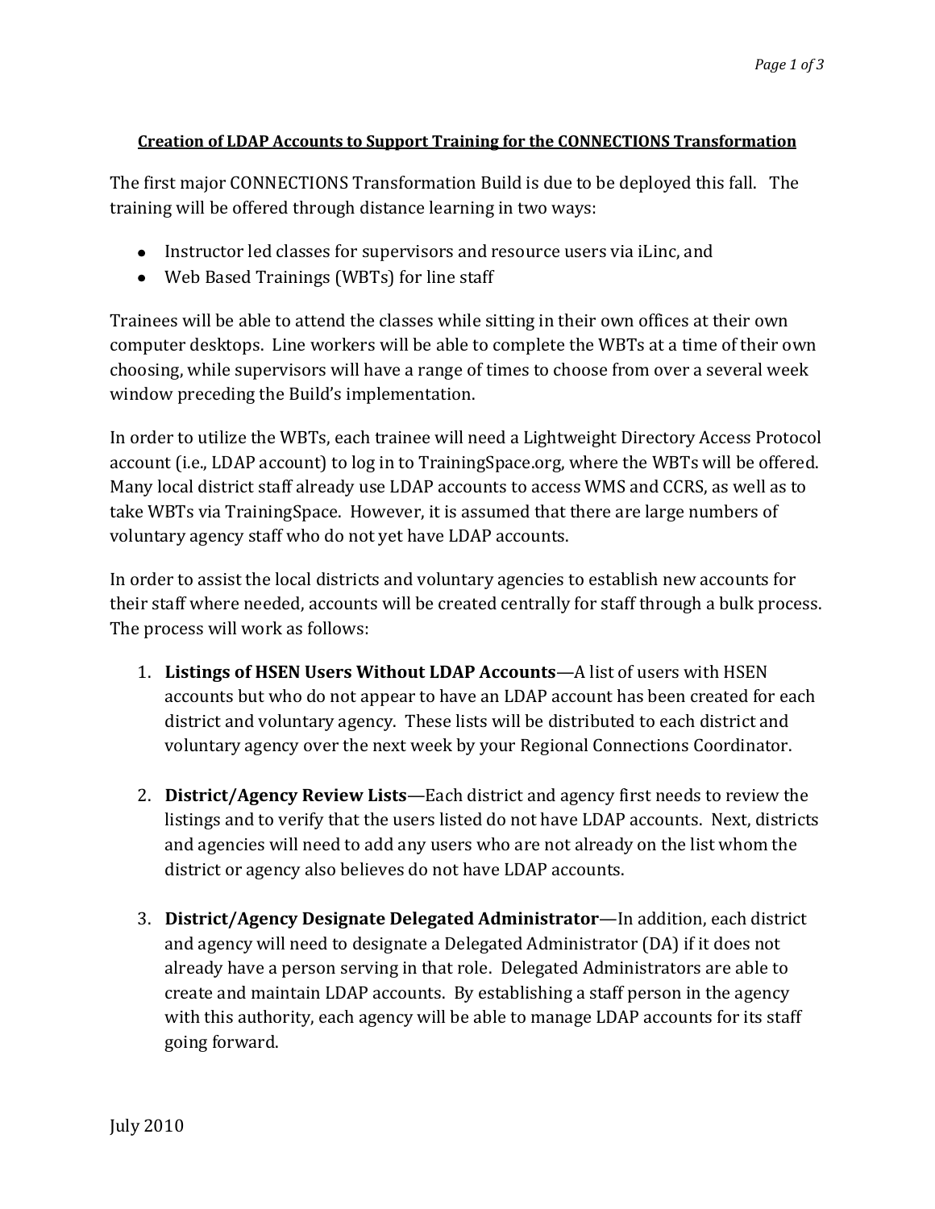**Creation of LDAP Accounts to Support Training for the CONNECTIONS Transformation**

The first major CONNECTIONS Transformation Build is due to be deployed this fall. The training will be offered through distance learning in two ways:

- Instructor led classes for supervisors and resource users via iLinc, and
- Web Based Trainings (WBTs) for line staff

Trainees will be able to attend the classes while sitting in their own offices at their own computer desktops. Line workers will be able to complete the WBTs at a time of their own choosing, while supervisors will have a range of times to choose from over a several week window preceding the Build's implementation.

In order to utilize the WBTs, each trainee will need a Lightweight Directory Access Protocol account (i.e., LDAP account) to log in to TrainingSpace.org, where the WBTs will be offered. Many local district staff already use LDAP accounts to access WMS and CCRS, as well as to take WBTs via TrainingSpace. However, it is assumed that there are large numbers of voluntary agency staff who do not yet have LDAP accounts.

In order to assist the local districts and voluntary agencies to establish new accounts for their staff where needed, accounts will be created centrally for staff through a bulk process. The process will work as follows:

1. **Listings of HSEN Users Without LDAP Accounts**—A list of users with HSEN accounts but who do not appear to have an LDAP account has been created for each district and voluntary agency. These lists will be distributed to each district and voluntary agency over the next week by your Regional Connections Coordinator.

2. **District/Agency Review Lists**—Each district and agency first needs to review the listings and to verify that the users listed do not have LDAP accounts. Next, districts and agencies will need to add any users who are not already on the list whom the district or agency also believes do not have LDAP accounts.

3. **District/Agency Designate Delegated Administrator**—In addition, each district and agency will need to designate a Delegated Administrator (DA) if it does not already have a person serving in that role. Delegated Administrators are able to create and maintain LDAP accounts. By establishing a staff person in the agency with this authority, each agency will be able to manage LDAP accounts for its staff going forward.

July 2010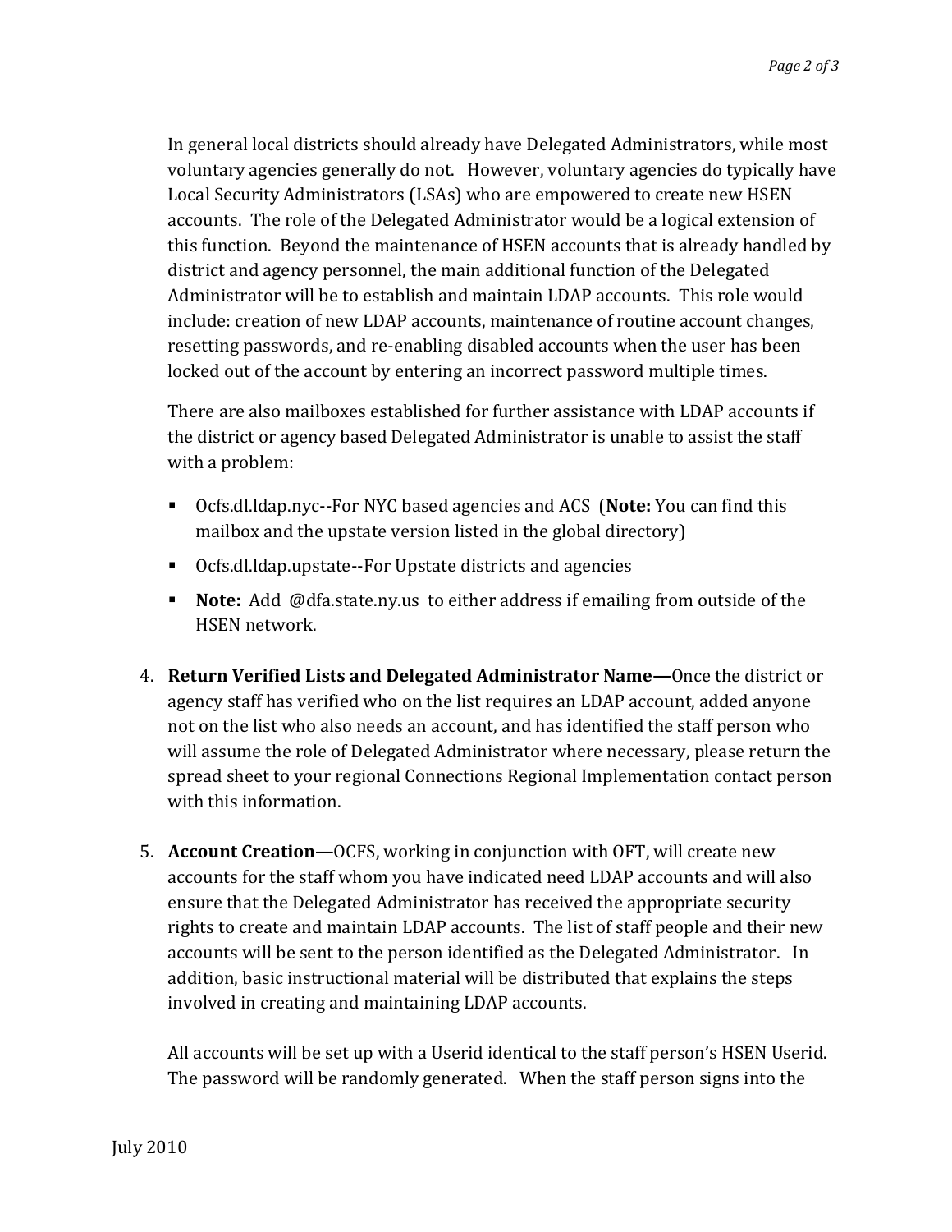In general local districts should already have Delegated Administrators, while most voluntary agencies generally do not. However, voluntary agencies do typically have Local Security Administrators (LSAs) who are empowered to create new HSEN accounts. The role of the Delegated Administrator would be a logical extension of this function. Beyond the maintenance of HSEN accounts that is already handled by district and agency personnel, the main additional function of the Delegated Administrator will be to establish and maintain LDAP accounts. This role would include: creation of new LDAP accounts, maintenance of routine account changes, resetting passwords, and re-enabling disabled accounts when the user has been locked out of the account by entering an incorrect password multiple times.

There are also mailboxes established for further assistance with LDAP accounts if the district or agency based Delegated Administrator is unable to assist the staff with a problem:

- Ocfs.dl.ldap.nyc--For NYC based agencies and ACS (**Note:** You can find this mailbox and the upstate version listed in the global directory)
- Ocfs.dl.ldap.upstate--For Upstate districts and agencies
- **Note:** Add @dfa.state.ny.us to either address if emailing from outside of the HSEN network.

4. **Return Verified Lists and Delegated Administrator Name—**Once the district or agency staff has verified who on the list requires an LDAP account, added anyone not on the list who also needs an account, and has identified the staff person who will assume the role of Delegated Administrator where necessary, please return the spread sheet to your regional Connections Regional Implementation contact person with this information.

5. **Account Creation—**OCFS, working in conjunction with OFT, will create new accounts for the staff whom you have indicated need LDAP accounts and will also ensure that the Delegated Administrator has received the appropriate security rights to create and maintain LDAP accounts. The list of staff people and their new accounts will be sent to the person identified as the Delegated Administrator. In addition, basic instructional material will be distributed that explains the steps involved in creating and maintaining LDAP accounts.

   All accounts will be set up with a Userid identical to the staff person's HSEN Userid. The password will be randomly generated. When the staff person signs into the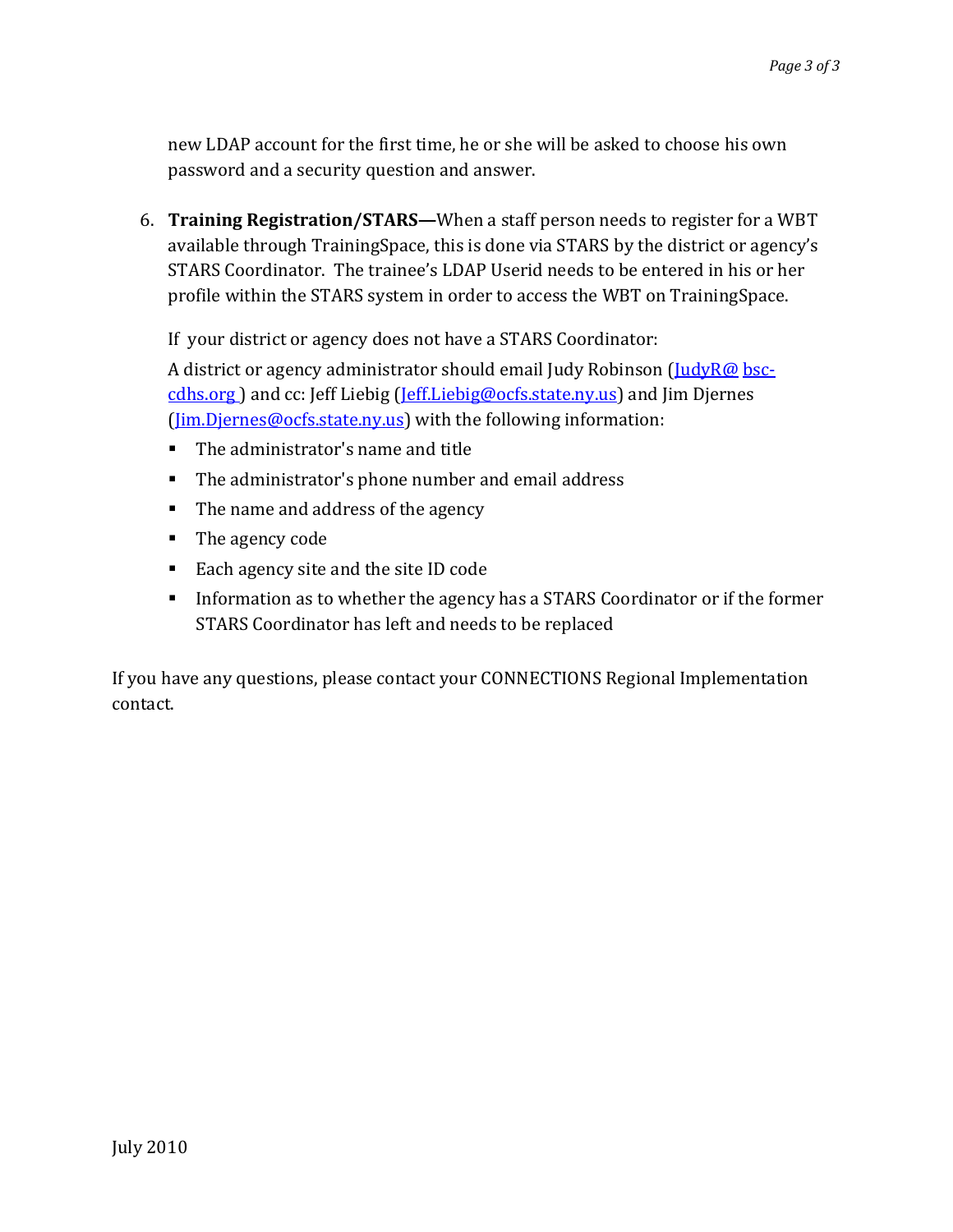new LDAP account for the first time, he or she will be asked to choose his own password and a security question and answer.

6. **Training Registration/STARS—**When a staff person needs to register for a WBT available through TrainingSpace, this is done via STARS by the district or agency's STARS Coordinator. The trainee's LDAP Userid needs to be entered in his or her profile within the STARS system in order to access the WBT on TrainingSpace.

   If your district or agency does not have a STARS Coordinator:

   A district or agency administrator should email Judy Robinson (JudyR@ bsc-cdhs.org ) and cc: Jeff Liebig (Jeff.Liebig@ocfs.state.ny.us) and Jim Djernes (Jim.Djernes@ocfs.state.ny.us) with the following information:

   - The administrator's name and title
   - The administrator's phone number and email address
   - The name and address of the agency
   - The agency code
   - Each agency site and the site ID code
   - Information as to whether the agency has a STARS Coordinator or if the former STARS Coordinator has left and needs to be replaced

If you have any questions, please contact your CONNECTIONS Regional Implementation contact.

July 2010